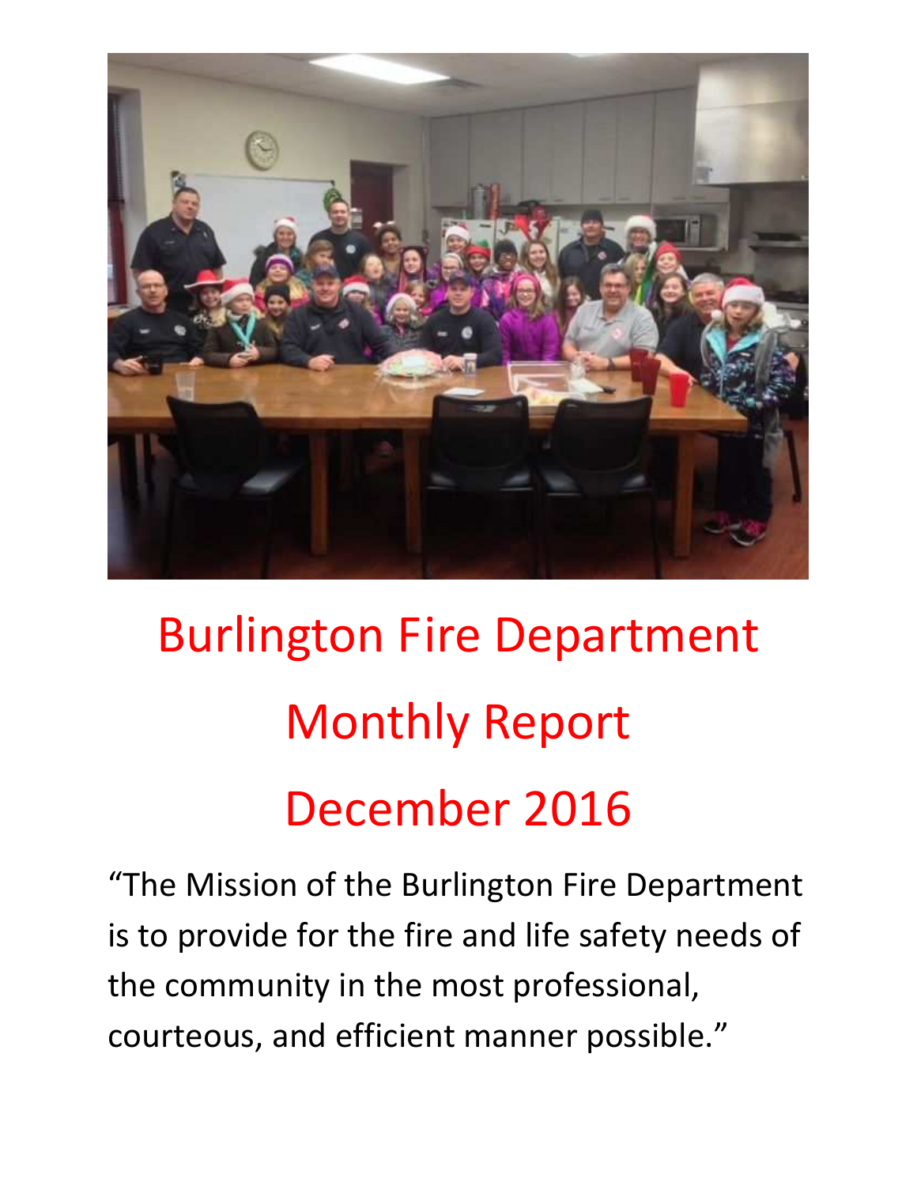# Burlington Fire Department

# Monthly Report

# December 2016

"The Mission of the Burlington Fire Department is to provide for the fire and life safety needs of the community in the most professional, courteous, and efficient manner possible."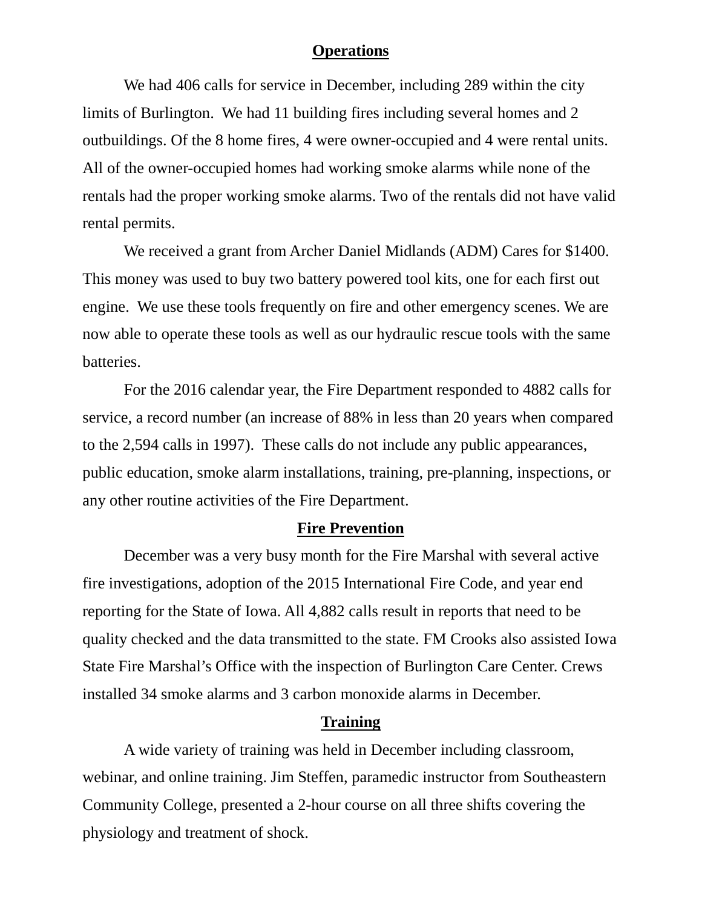## Operations

We had 406 calls for service in December, including 289 within the city limits of Burlington. We had 11 building fires including several homes and 2 outbuildings. Of the 8 home fires, 4 were owner-occupied and 4 were rental units. All of the owner-occupied homes had working smoke alarms while none of the rentals had the proper working smoke alarms. Two of the rentals did not have valid rental permits.

We received a grant from Archer Daniel Midlands (ADM) Cares for $1400. This money was used to buy two battery powered tool kits, one for each first out engine. We use these tools frequently on fire and other emergency scenes. We are now able to operate these tools as well as our hydraulic rescue tools with the same batteries.

For the 2016 calendar year, the Fire Department responded to 4882 calls for service, a record number (an increase of 88% in less than 20 years when compared to the 2,594 calls in 1997). These calls do not include any public appearances, public education, smoke alarm installations, training, pre-planning, inspections, or any other routine activities of the Fire Department.

## Fire Prevention

December was a very busy month for the Fire Marshal with several active fire investigations, adoption of the 2015 International Fire Code, and year end reporting for the State of Iowa. All 4,882 calls result in reports that need to be quality checked and the data transmitted to the state. FM Crooks also assisted Iowa State Fire Marshal's Office with the inspection of Burlington Care Center. Crews installed 34 smoke alarms and 3 carbon monoxide alarms in December.

## Training

A wide variety of training was held in December including classroom, webinar, and online training. Jim Steffen, paramedic instructor from Southeastern Community College, presented a 2-hour course on all three shifts covering the physiology and treatment of shock.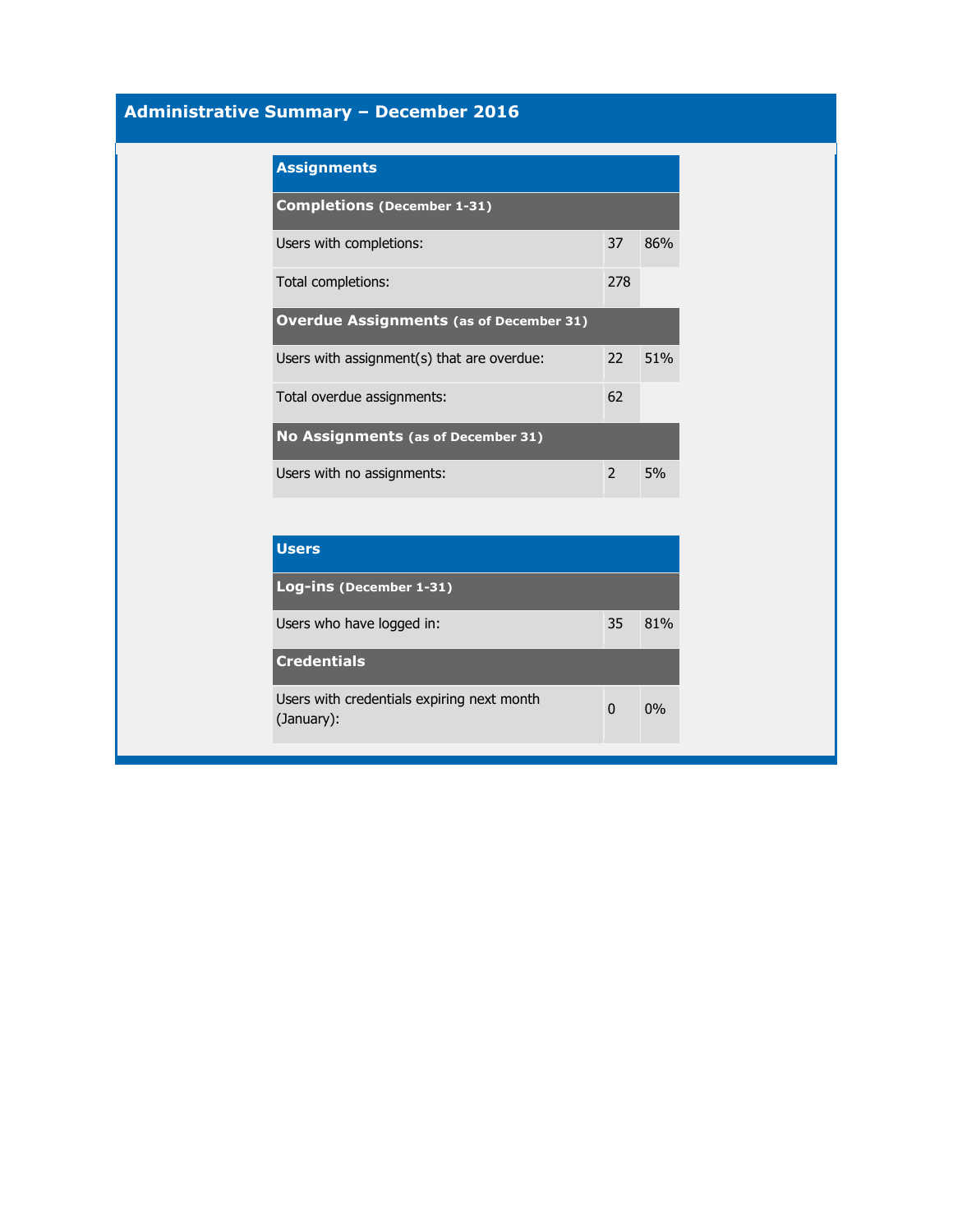# Administrative Summary – December 2016

| Assignments | | |
|---|---|---|
| **Completions (December 1-31)** | | |
| Users with completions: | 37 | 86% |
| Total completions: | 278 | |
| **Overdue Assignments (as of December 31)** | | |
| Users with assignment(s) that are overdue: | 22 | 51% |
| Total overdue assignments: | 62 | |
| **No Assignments (as of December 31)** | | |
| Users with no assignments: | 2 | 5% |

| Users | | |
|---|---|---|
| **Log-ins (December 1-31)** | | |
| Users who have logged in: | 35 | 81% |
| **Credentials** | | |
| Users with credentials expiring next month (January): | 0 | 0% |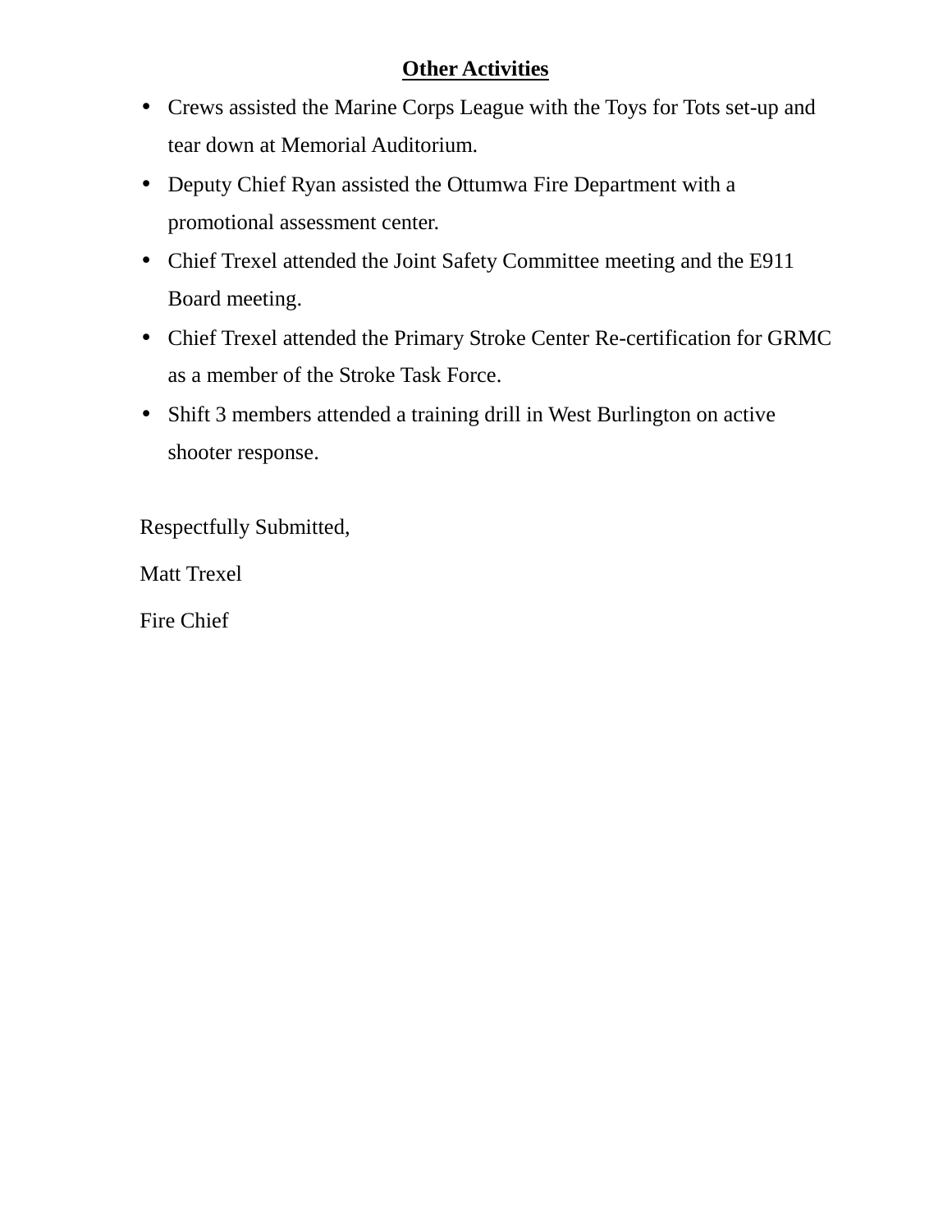## Other Activities

- Crews assisted the Marine Corps League with the Toys for Tots set-up and tear down at Memorial Auditorium.
- Deputy Chief Ryan assisted the Ottumwa Fire Department with a promotional assessment center.
- Chief Trexel attended the Joint Safety Committee meeting and the E911 Board meeting.
- Chief Trexel attended the Primary Stroke Center Re-certification for GRMC as a member of the Stroke Task Force.
- Shift 3 members attended a training drill in West Burlington on active shooter response.

Respectfully Submitted,

Matt Trexel

Fire Chief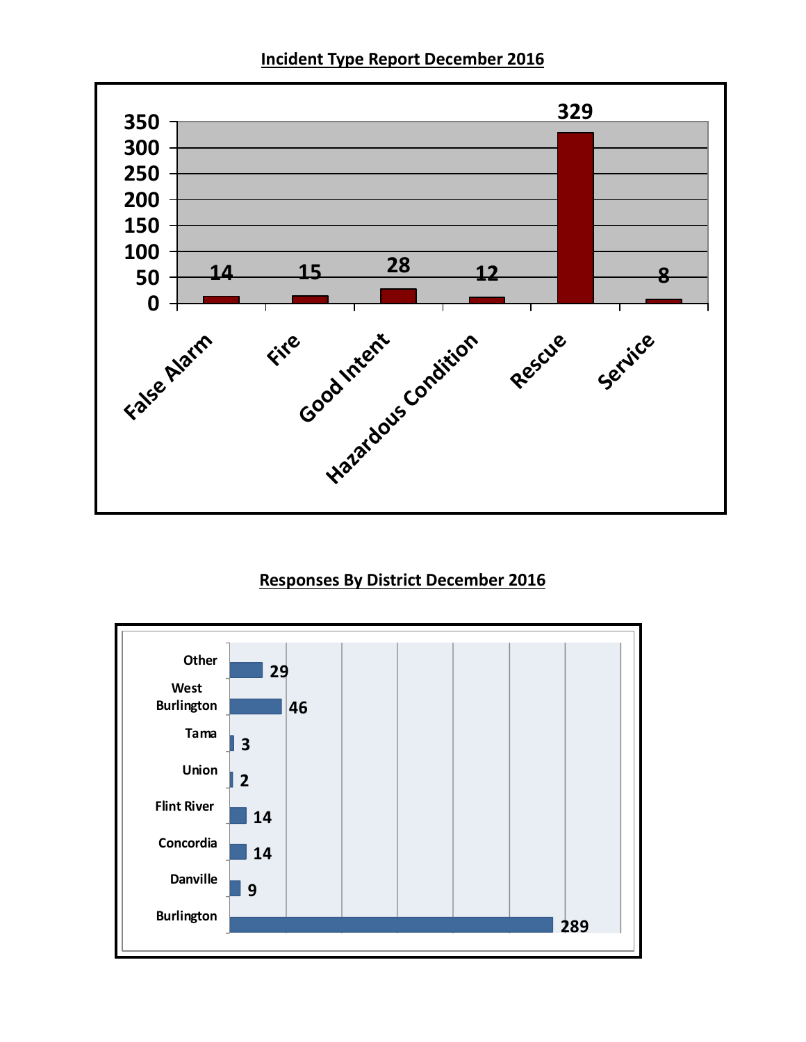## Incident Type Report December 2016

| Incident Type | Count |
|---|---|
| False Alarm | 14 |
| Fire | 15 |
| Good Intent | 28 |
| Hazardous Condition | 12 |
| Rescue | 329 |
| Service | 8 |

## Responses By District December 2016

| District | Responses |
|---|---|
| Other | 29 |
| West Burlington | 46 |
| Tama | 3 |
| Union | 2 |
| Flint River | 14 |
| Concordia | 14 |
| Danville | 9 |
| Burlington | 289 |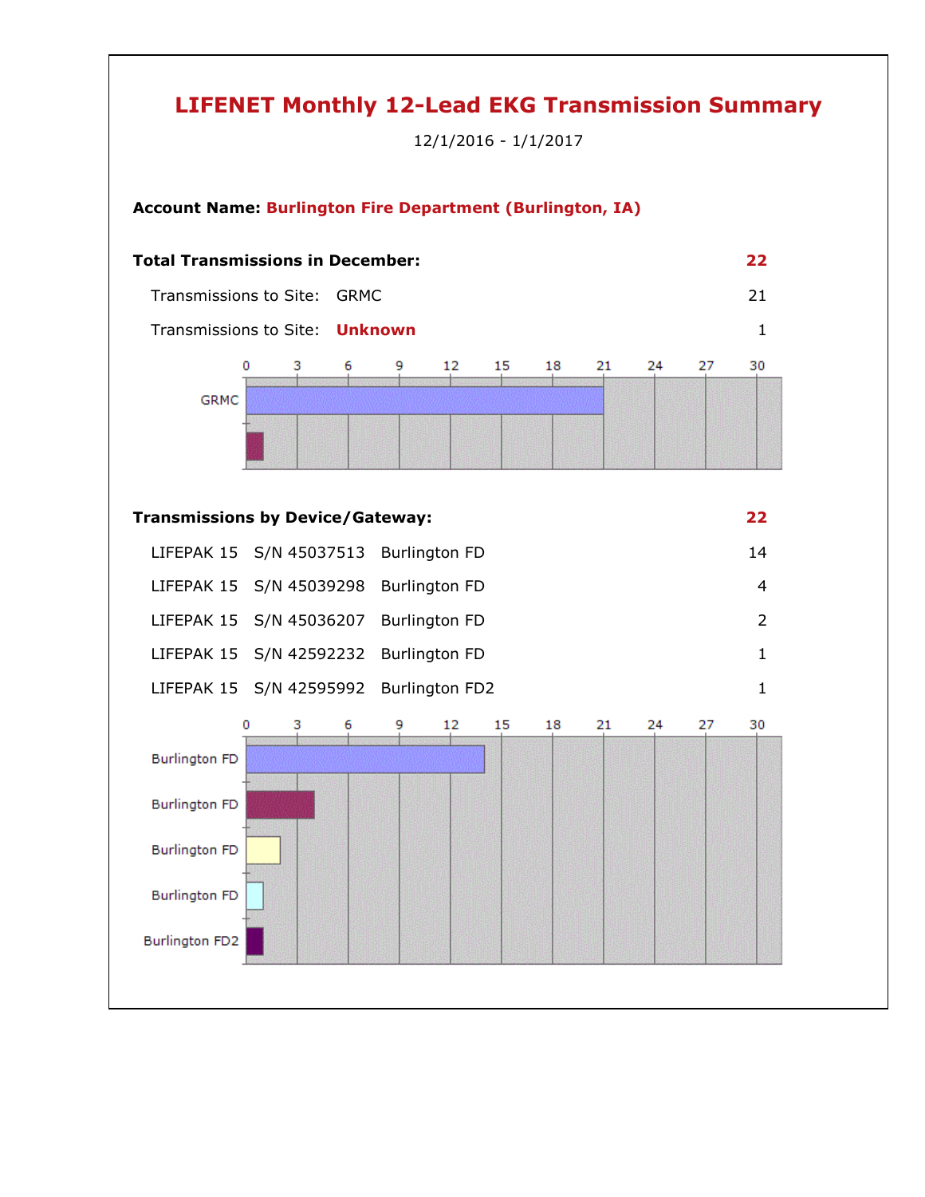# LIFENET Monthly 12-Lead EKG Transmission Summary

12/1/2016 - 1/1/2017

**Account Name:** **Burlington Fire Department (Burlington, IA)**

| **Total Transmissions in December:** | | **22** |
|---|---|---|
| Transmissions to Site: | GRMC | 21 |
| Transmissions to Site: | **Unknown** | 1 |

| **Transmissions by Device/Gateway:** | | | **22** |
|---|---|---|---|
| LIFEPAK 15 | S/N 45037513 | Burlington FD | 14 |
| LIFEPAK 15 | S/N 45039298 | Burlington FD | 4 |
| LIFEPAK 15 | S/N 45036207 | Burlington FD | 2 |
| LIFEPAK 15 | S/N 42592232 | Burlington FD | 1 |
| LIFEPAK 15 | S/N 42595992 | Burlington FD2 | 1 |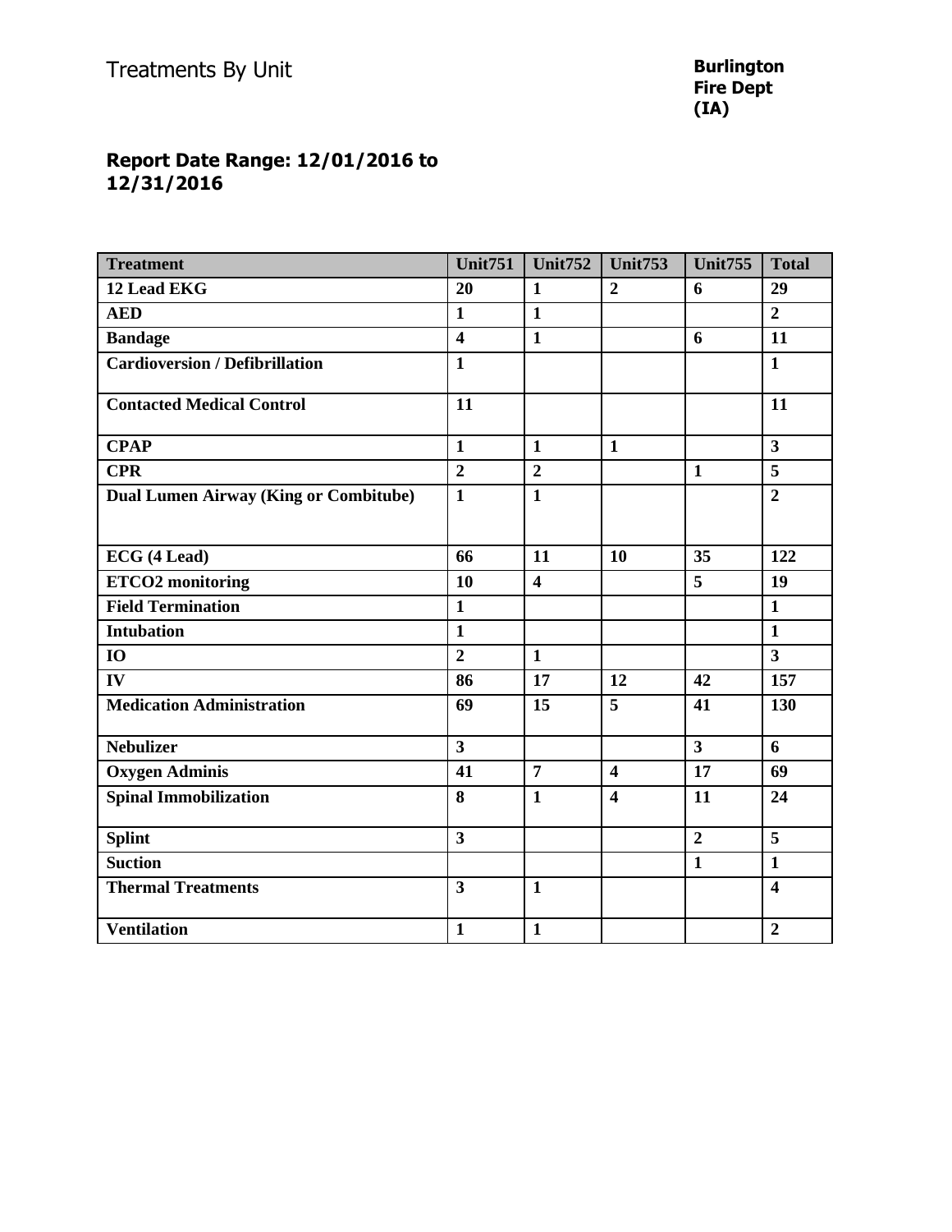# Treatments By Unit

**Burlington Fire Dept (IA)**

**Report Date Range: 12/01/2016 to 12/31/2016**

| Treatment | Unit751 | Unit752 | Unit753 | Unit755 | Total |
|---|---|---|---|---|---|
| 12 Lead EKG | 20 | 1 | 2 | 6 | 29 |
| AED | 1 | 1 | | | 2 |
| Bandage | 4 | 1 | | 6 | 11 |
| Cardioversion / Defibrillation | 1 | | | | 1 |
| Contacted Medical Control | 11 | | | | 11 |
| CPAP | 1 | 1 | 1 | | 3 |
| CPR | 2 | 2 | | 1 | 5 |
| Dual Lumen Airway (King or Combitube) | 1 | 1 | | | 2 |
| ECG (4 Lead) | 66 | 11 | 10 | 35 | 122 |
| ETCO2 monitoring | 10 | 4 | | 5 | 19 |
| Field Termination | 1 | | | | 1 |
| Intubation | 1 | | | | 1 |
| IO | 2 | 1 | | | 3 |
| IV | 86 | 17 | 12 | 42 | 157 |
| Medication Administration | 69 | 15 | 5 | 41 | 130 |
| Nebulizer | 3 | | | 3 | 6 |
| Oxygen Adminis | 41 | 7 | 4 | 17 | 69 |
| Spinal Immobilization | 8 | 1 | 4 | 11 | 24 |
| Splint | 3 | | | 2 | 5 |
| Suction | | | | 1 | 1 |
| Thermal Treatments | 3 | 1 | | | 4 |
| Ventilation | 1 | 1 | | | 2 |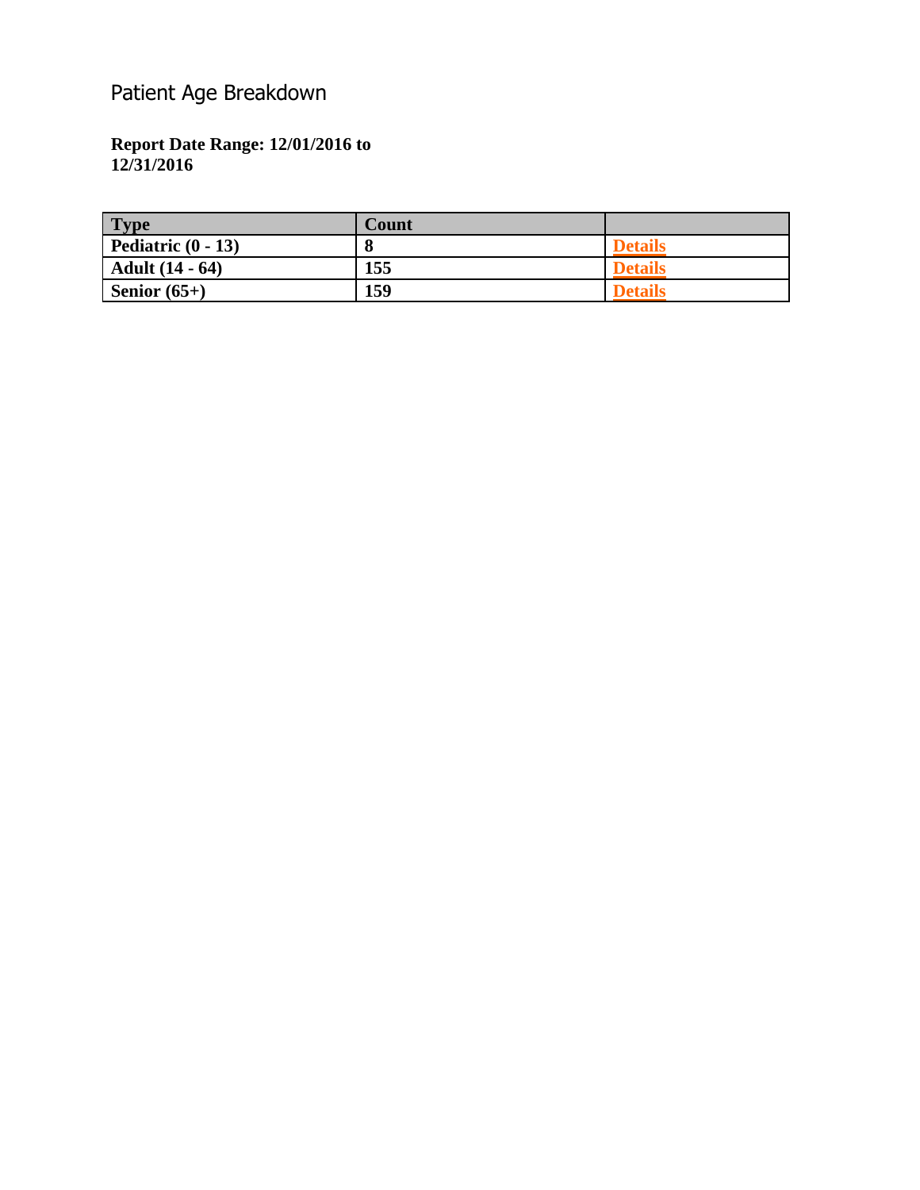# Patient Age Breakdown

**Report Date Range: 12/01/2016 to 12/31/2016**

| Type | Count | |
|---|---|---|
| **Pediatric (0 - 13)** | **8** | **Details** |
| **Adult (14 - 64)** | **155** | **Details** |
| **Senior (65+)** | **159** | **Details** |